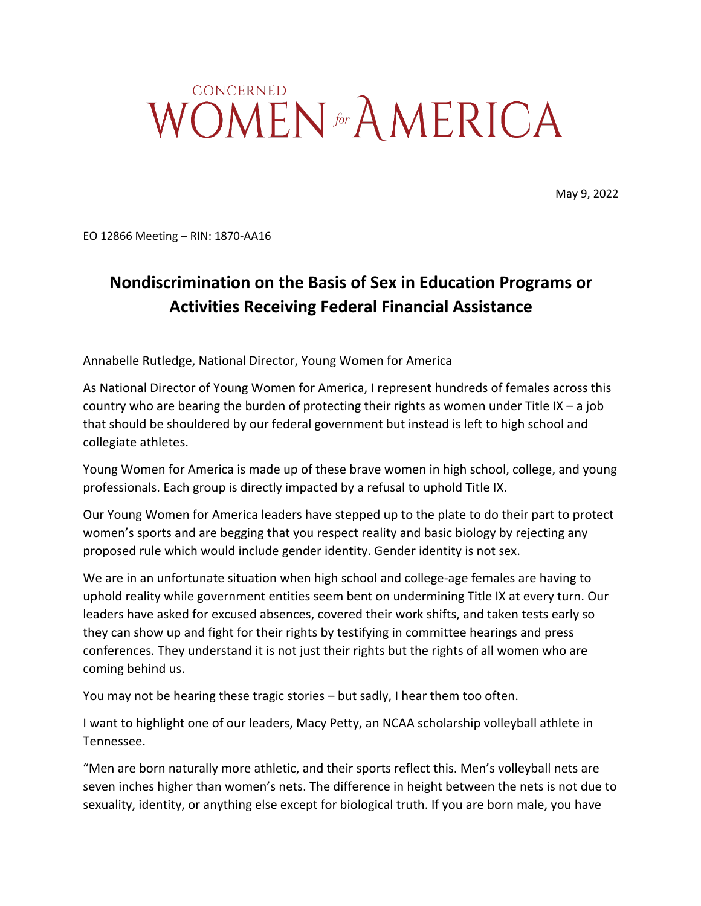# CONCERNED WOMEN *for* AMERICA

May 9, 2022

EO 12866 Meeting – RIN: 1870-AA16

## Nondiscrimination on the Basis of Sex in Education Programs or Activities Receiving Federal Financial Assistance

Annabelle Rutledge, National Director, Young Women for America

As National Director of Young Women for America, I represent hundreds of females across this country who are bearing the burden of protecting their rights as women under Title IX – a job that should be shouldered by our federal government but instead is left to high school and collegiate athletes.

Young Women for America is made up of these brave women in high school, college, and young professionals. Each group is directly impacted by a refusal to uphold Title IX.

Our Young Women for America leaders have stepped up to the plate to do their part to protect women's sports and are begging that you respect reality and basic biology by rejecting any proposed rule which would include gender identity. Gender identity is not sex.

We are in an unfortunate situation when high school and college-age females are having to uphold reality while government entities seem bent on undermining Title IX at every turn. Our leaders have asked for excused absences, covered their work shifts, and taken tests early so they can show up and fight for their rights by testifying in committee hearings and press conferences. They understand it is not just their rights but the rights of all women who are coming behind us.

You may not be hearing these tragic stories – but sadly, I hear them too often.

I want to highlight one of our leaders, Macy Petty, an NCAA scholarship volleyball athlete in Tennessee.

"Men are born naturally more athletic, and their sports reflect this. Men's volleyball nets are seven inches higher than women's nets. The difference in height between the nets is not due to sexuality, identity, or anything else except for biological truth. If you are born male, you have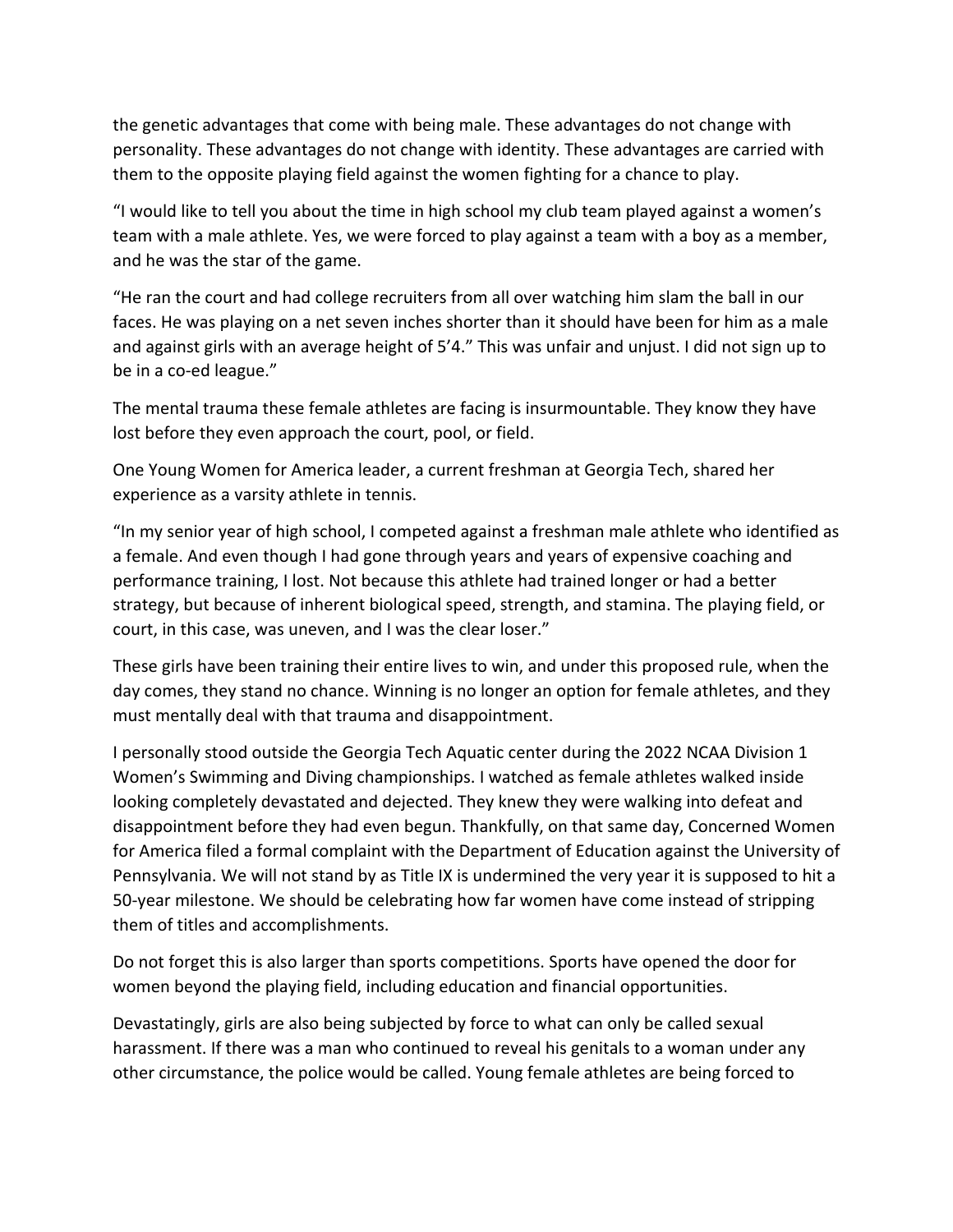the genetic advantages that come with being male. These advantages do not change with personality. These advantages do not change with identity. These advantages are carried with them to the opposite playing field against the women fighting for a chance to play.

"I would like to tell you about the time in high school my club team played against a women's team with a male athlete. Yes, we were forced to play against a team with a boy as a member, and he was the star of the game.

"He ran the court and had college recruiters from all over watching him slam the ball in our faces. He was playing on a net seven inches shorter than it should have been for him as a male and against girls with an average height of 5'4." This was unfair and unjust. I did not sign up to be in a co-ed league."

The mental trauma these female athletes are facing is insurmountable. They know they have lost before they even approach the court, pool, or field.

One Young Women for America leader, a current freshman at Georgia Tech, shared her experience as a varsity athlete in tennis.

"In my senior year of high school, I competed against a freshman male athlete who identified as a female. And even though I had gone through years and years of expensive coaching and performance training, I lost. Not because this athlete had trained longer or had a better strategy, but because of inherent biological speed, strength, and stamina. The playing field, or court, in this case, was uneven, and I was the clear loser."

These girls have been training their entire lives to win, and under this proposed rule, when the day comes, they stand no chance. Winning is no longer an option for female athletes, and they must mentally deal with that trauma and disappointment.

I personally stood outside the Georgia Tech Aquatic center during the 2022 NCAA Division 1 Women's Swimming and Diving championships. I watched as female athletes walked inside looking completely devastated and dejected. They knew they were walking into defeat and disappointment before they had even begun. Thankfully, on that same day, Concerned Women for America filed a formal complaint with the Department of Education against the University of Pennsylvania. We will not stand by as Title IX is undermined the very year it is supposed to hit a 50-year milestone. We should be celebrating how far women have come instead of stripping them of titles and accomplishments.

Do not forget this is also larger than sports competitions. Sports have opened the door for women beyond the playing field, including education and financial opportunities.

Devastatingly, girls are also being subjected by force to what can only be called sexual harassment. If there was a man who continued to reveal his genitals to a woman under any other circumstance, the police would be called. Young female athletes are being forced to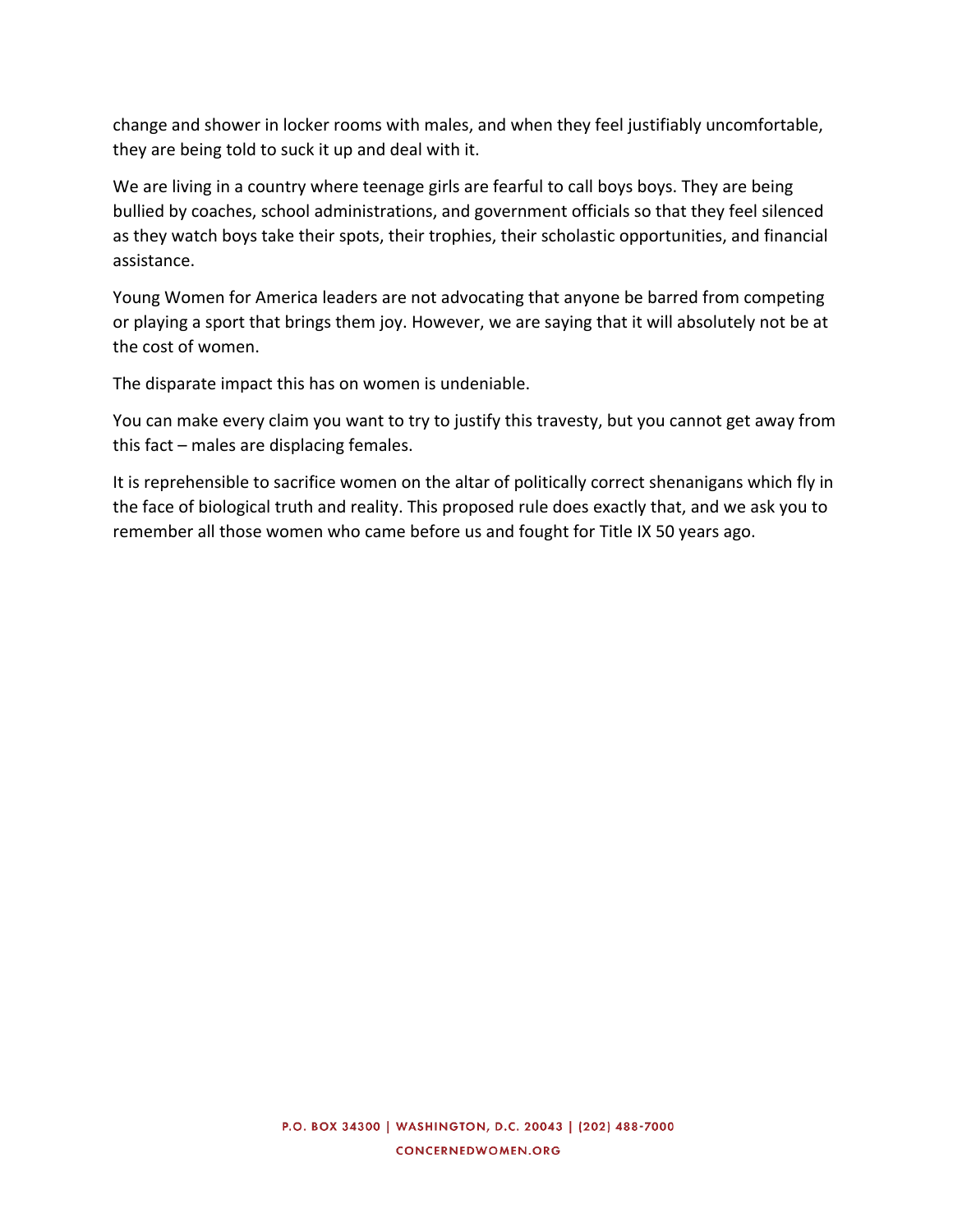change and shower in locker rooms with males, and when they feel justifiably uncomfortable, they are being told to suck it up and deal with it.

We are living in a country where teenage girls are fearful to call boys boys. They are being bullied by coaches, school administrations, and government officials so that they feel silenced as they watch boys take their spots, their trophies, their scholastic opportunities, and financial assistance.

Young Women for America leaders are not advocating that anyone be barred from competing or playing a sport that brings them joy. However, we are saying that it will absolutely not be at the cost of women.

The disparate impact this has on women is undeniable.

You can make every claim you want to try to justify this travesty, but you cannot get away from this fact – males are displacing females.

It is reprehensible to sacrifice women on the altar of politically correct shenanigans which fly in the face of biological truth and reality. This proposed rule does exactly that, and we ask you to remember all those women who came before us and fought for Title IX 50 years ago.